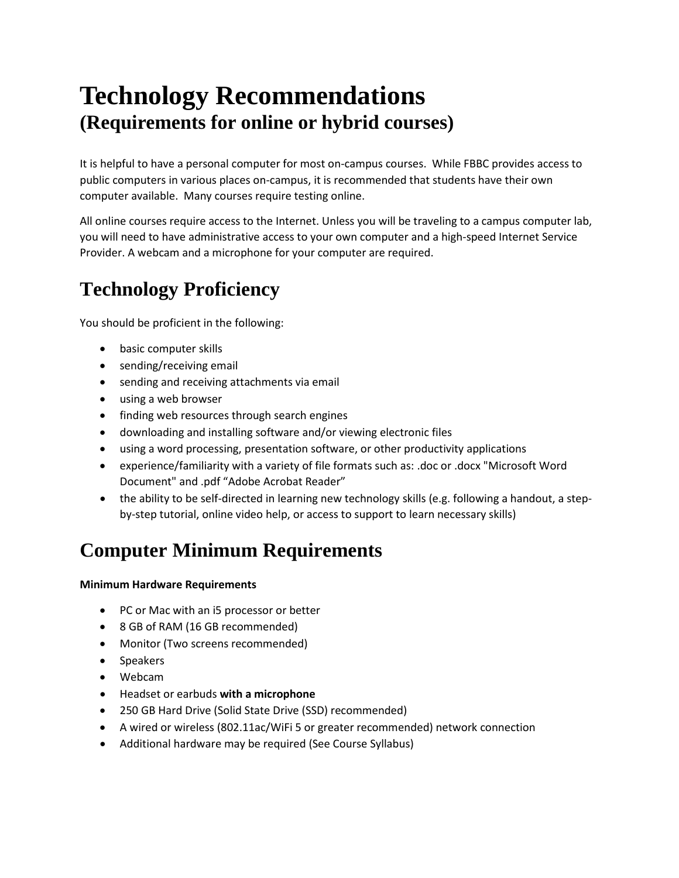# Technology Recommendations
## (Requirements for online or hybrid courses)

It is helpful to have a personal computer for most on-campus courses. While FBBC provides access to public computers in various places on-campus, it is recommended that students have their own computer available. Many courses require testing online.

All online courses require access to the Internet. Unless you will be traveling to a campus computer lab, you will need to have administrative access to your own computer and a high-speed Internet Service Provider. A webcam and a microphone for your computer are required.

# Technology Proficiency

You should be proficient in the following:

- basic computer skills
- sending/receiving email
- sending and receiving attachments via email
- using a web browser
- finding web resources through search engines
- downloading and installing software and/or viewing electronic files
- using a word processing, presentation software, or other productivity applications
- experience/familiarity with a variety of file formats such as: .doc or .docx "Microsoft Word Document" and .pdf "Adobe Acrobat Reader"
- the ability to be self-directed in learning new technology skills (e.g. following a handout, a step-by-step tutorial, online video help, or access to support to learn necessary skills)

# Computer Minimum Requirements

**Minimum Hardware Requirements**

- PC or Mac with an i5 processor or better
- 8 GB of RAM (16 GB recommended)
- Monitor (Two screens recommended)
- Speakers
- Webcam
- Headset or earbuds **with a microphone**
- 250 GB Hard Drive (Solid State Drive (SSD) recommended)
- A wired or wireless (802.11ac/WiFi 5 or greater recommended) network connection
- Additional hardware may be required (See Course Syllabus)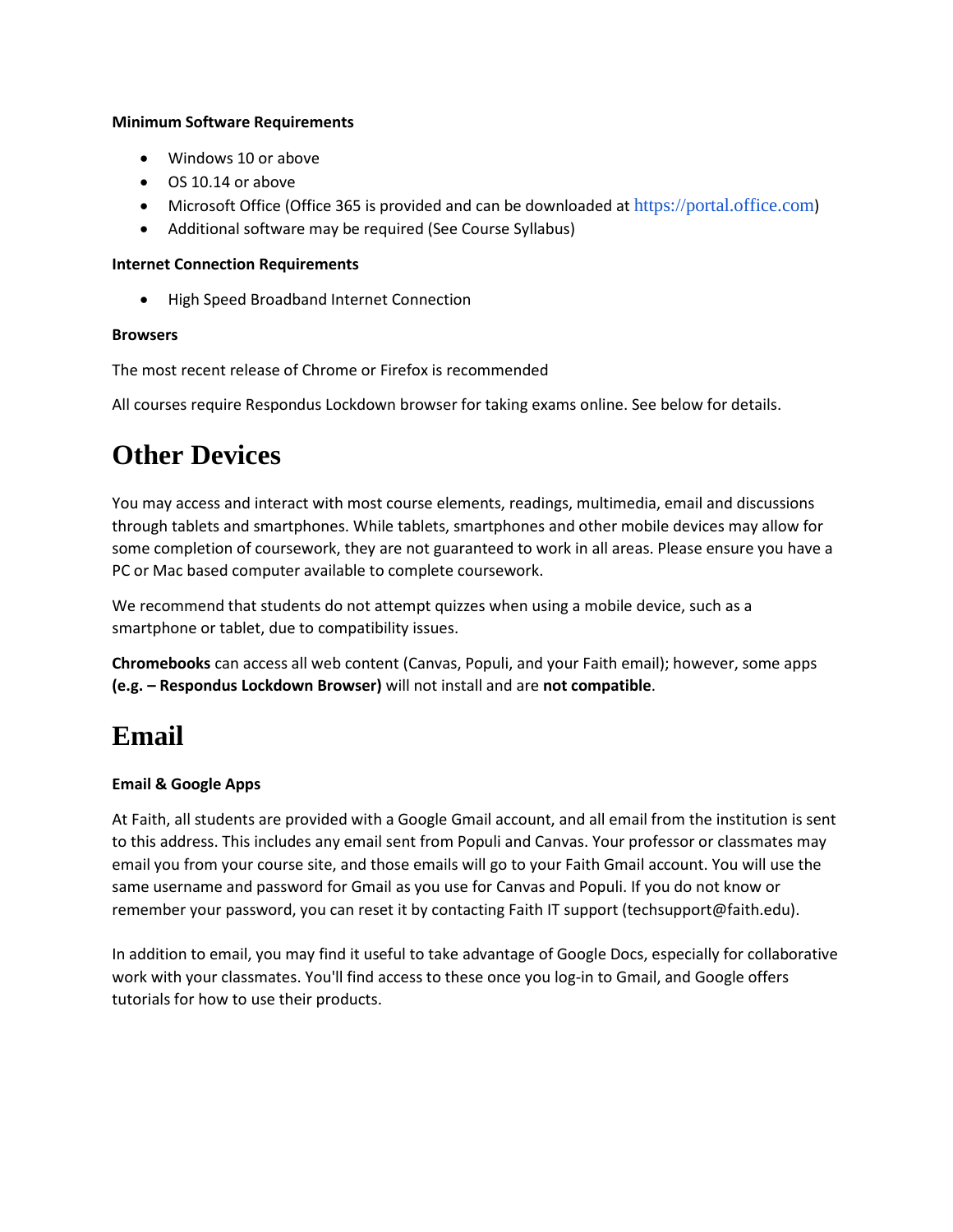**Minimum Software Requirements**

- Windows 10 or above
- OS 10.14 or above
- Microsoft Office (Office 365 is provided and can be downloaded at https://portal.office.com)
- Additional software may be required (See Course Syllabus)

**Internet Connection Requirements**

- High Speed Broadband Internet Connection

**Browsers**

The most recent release of Chrome or Firefox is recommended

All courses require Respondus Lockdown browser for taking exams online. See below for details.

# Other Devices

You may access and interact with most course elements, readings, multimedia, email and discussions through tablets and smartphones. While tablets, smartphones and other mobile devices may allow for some completion of coursework, they are not guaranteed to work in all areas. Please ensure you have a PC or Mac based computer available to complete coursework.

We recommend that students do not attempt quizzes when using a mobile device, such as a smartphone or tablet, due to compatibility issues.

**Chromebooks** can access all web content (Canvas, Populi, and your Faith email); however, some apps **(e.g. – Respondus Lockdown Browser)** will not install and are **not compatible**.

# Email

**Email & Google Apps**

At Faith, all students are provided with a Google Gmail account, and all email from the institution is sent to this address. This includes any email sent from Populi and Canvas. Your professor or classmates may email you from your course site, and those emails will go to your Faith Gmail account. You will use the same username and password for Gmail as you use for Canvas and Populi. If you do not know or remember your password, you can reset it by contacting Faith IT support (techsupport@faith.edu).

In addition to email, you may find it useful to take advantage of Google Docs, especially for collaborative work with your classmates. You'll find access to these once you log-in to Gmail, and Google offers tutorials for how to use their products.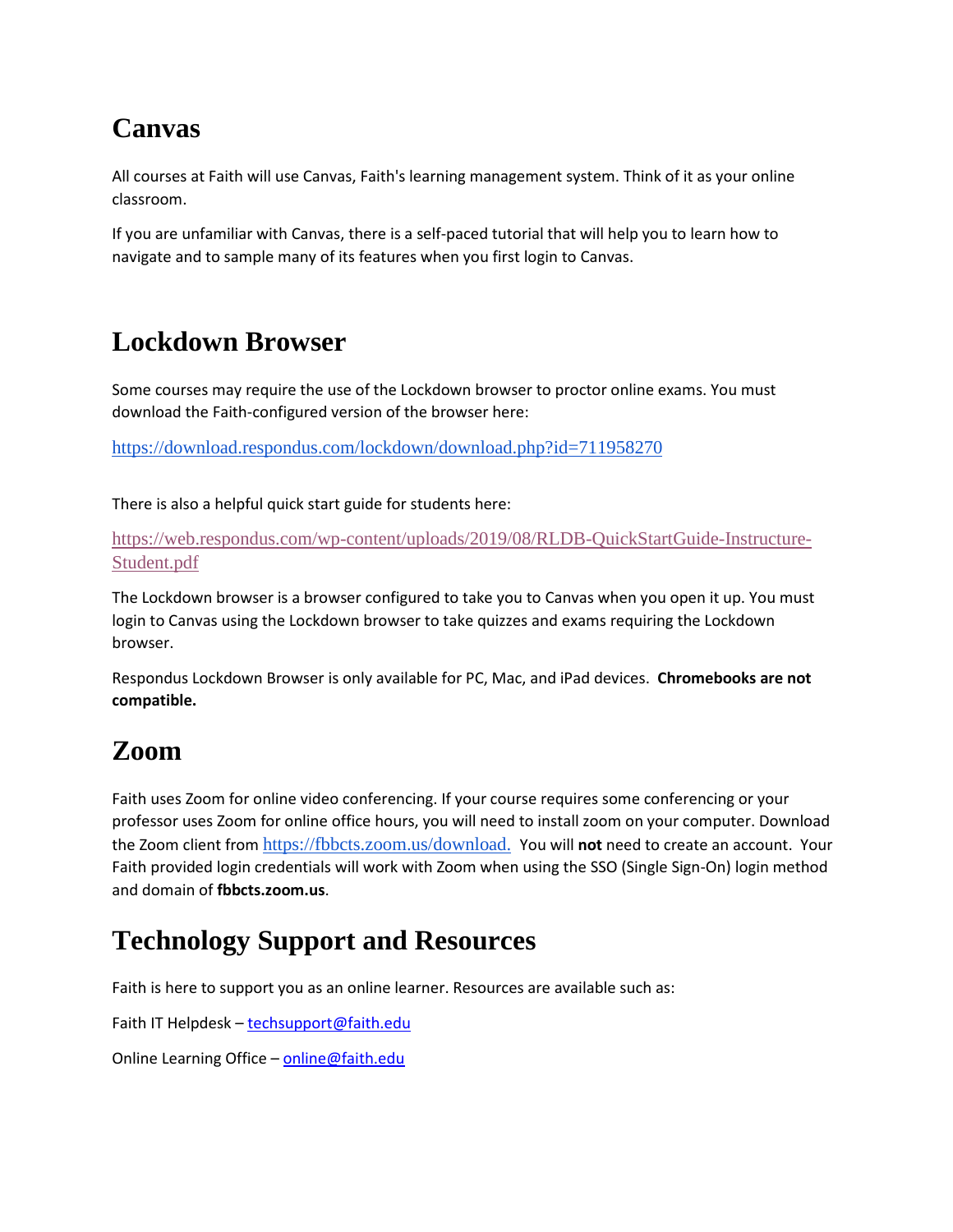# Canvas

All courses at Faith will use Canvas, Faith's learning management system. Think of it as your online classroom.

If you are unfamiliar with Canvas, there is a self-paced tutorial that will help you to learn how to navigate and to sample many of its features when you first login to Canvas.

# Lockdown Browser

Some courses may require the use of the Lockdown browser to proctor online exams. You must download the Faith-configured version of the browser here:

https://download.respondus.com/lockdown/download.php?id=711958270

There is also a helpful quick start guide for students here:

https://web.respondus.com/wp-content/uploads/2019/08/RLDB-QuickStartGuide-Instructure-Student.pdf

The Lockdown browser is a browser configured to take you to Canvas when you open it up. You must login to Canvas using the Lockdown browser to take quizzes and exams requiring the Lockdown browser.

Respondus Lockdown Browser is only available for PC, Mac, and iPad devices. **Chromebooks are not compatible.**

# Zoom

Faith uses Zoom for online video conferencing. If your course requires some conferencing or your professor uses Zoom for online office hours, you will need to install zoom on your computer. Download the Zoom client from https://fbbcts.zoom.us/download. You will **not** need to create an account. Your Faith provided login credentials will work with Zoom when using the SSO (Single Sign-On) login method and domain of **fbbcts.zoom.us**.

# Technology Support and Resources

Faith is here to support you as an online learner. Resources are available such as:

Faith IT Helpdesk – techsupport@faith.edu

Online Learning Office – online@faith.edu